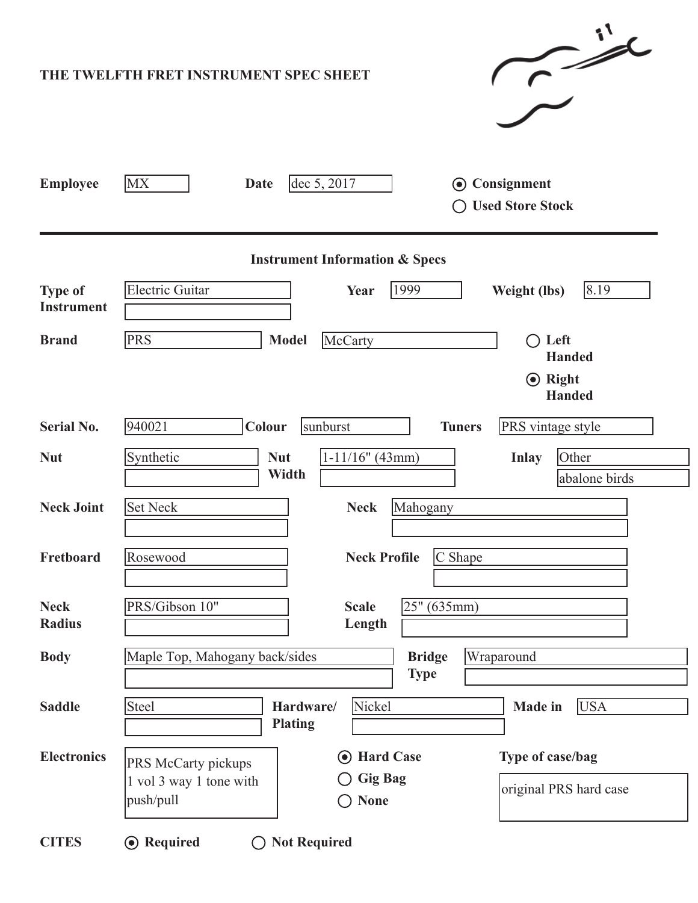# THE TWELFTH FRET INSTRUMENT SPEC SHEET

**Employee** MX  **Date** dec 5, 2017

- (●) **Consignment**
- ( ) **Used Store Stock**

---

## Instrument Information & Specs

| Field | Value | Field | Value | Field | Value |
|---|---|---|---|---|---|
| **Type of Instrument** | Electric Guitar | **Year** | 1999 | **Weight (lbs)** | 8.19 |
| **Brand** | PRS | **Model** | McCarty | | ( ) **Left Handed** (●) **Right Handed** |
| **Serial No.** | 940021 | **Colour** | sunburst | **Tuners** | PRS vintage style |
| **Nut** | Synthetic | **Nut Width** | 1-11/16" (43mm) | **Inlay** | Other; abalone birds |
| **Neck Joint** | Set Neck | **Neck** | Mahogany | | |
| **Fretboard** | Rosewood | **Neck Profile** | C Shape | | |
| **Neck Radius** | PRS/Gibson 10" | **Scale Length** | 25" (635mm) | | |
| **Body** | Maple Top, Mahogany back/sides | **Bridge Type** | Wraparound | | |
| **Saddle** | Steel | **Hardware/ Plating** | Nickel | **Made in** | USA |

**Electronics**

PRS McCarty pickups
1 vol 3 way 1 tone with push/pull

- (●) **Hard Case**
- ( ) **Gig Bag**
- ( ) **None**

**Type of case/bag**

original PRS hard case

**CITES** (●) **Required** ( ) **Not Required**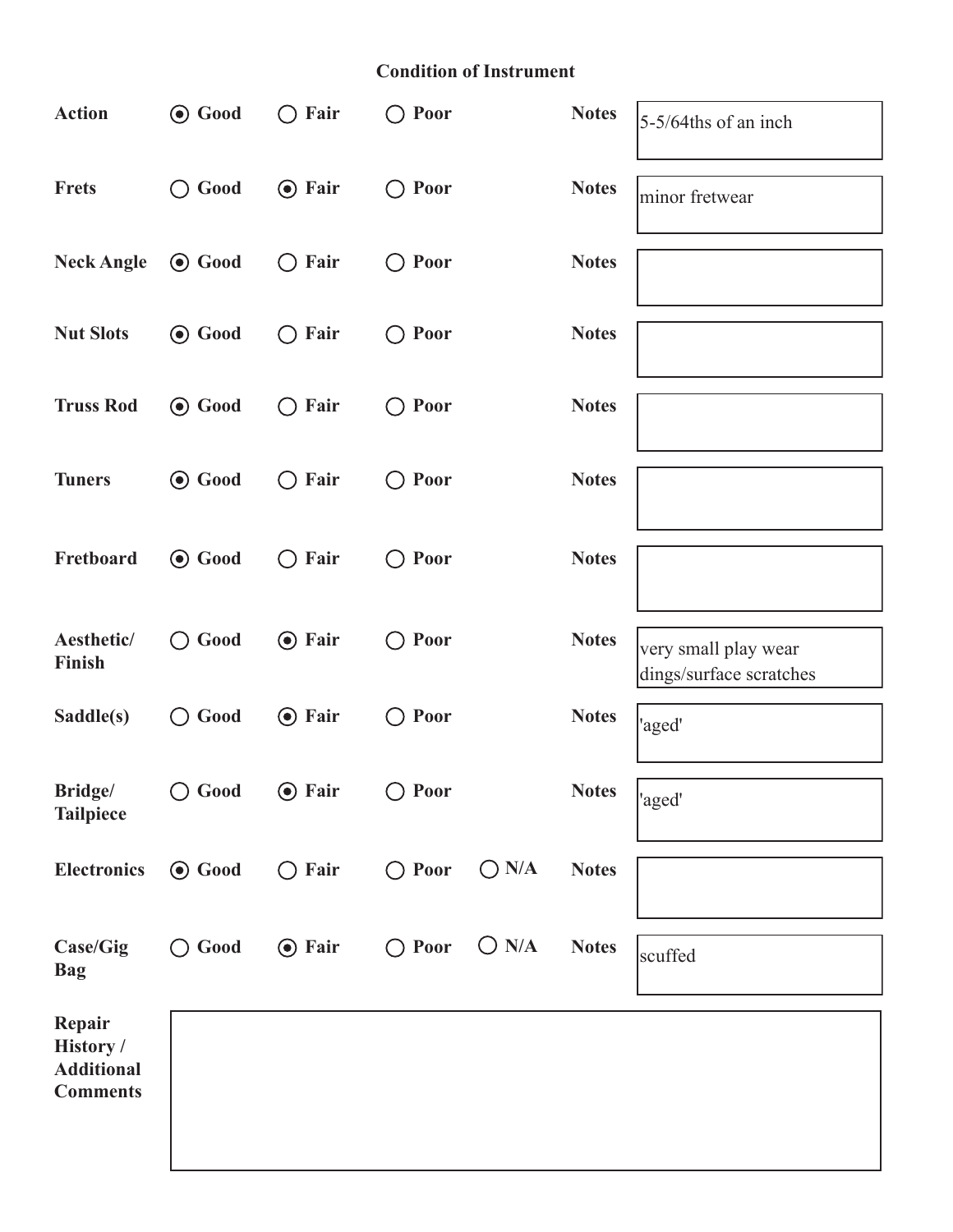### Condition of Instrument

| | Good | Fair | Poor | N/A | Notes |
|---|---|---|---|---|---|
| **Action** | ◉ | ○ | ○ | | 5-5/64ths of an inch |
| **Frets** | ○ | ◉ | ○ | | minor fretwear |
| **Neck Angle** | ◉ | ○ | ○ | | |
| **Nut Slots** | ◉ | ○ | ○ | | |
| **Truss Rod** | ◉ | ○ | ○ | | |
| **Tuners** | ◉ | ○ | ○ | | |
| **Fretboard** | ◉ | ○ | ○ | | |
| **Aesthetic/ Finish** | ○ | ◉ | ○ | | very small play wear dings/surface scratches |
| **Saddle(s)** | ○ | ◉ | ○ | | 'aged' |
| **Bridge/ Tailpiece** | ○ | ◉ | ○ | | 'aged' |
| **Electronics** | ◉ | ○ | ○ | ○ | |
| **Case/Gig Bag** | ○ | ◉ | ○ | ○ | scuffed |

**Repair History / Additional Comments**